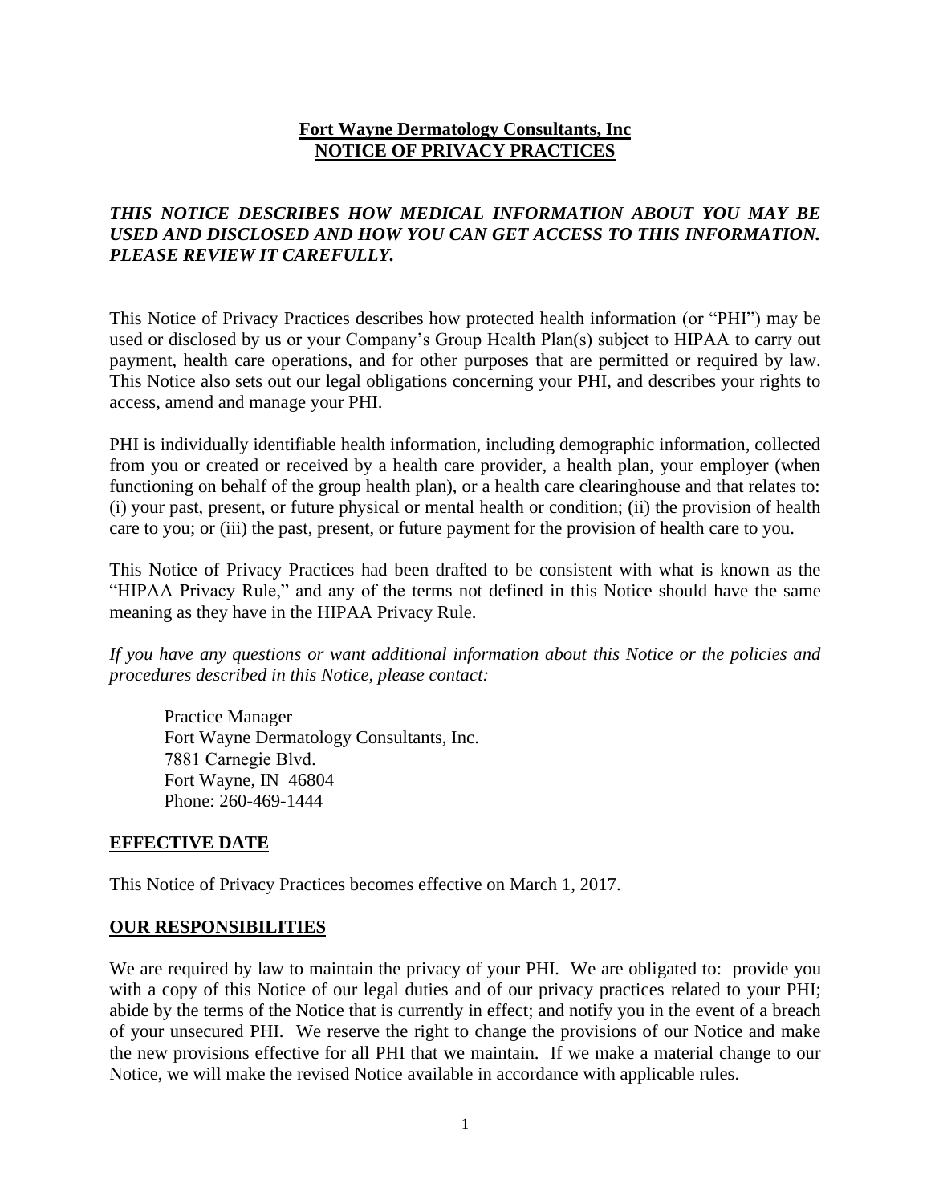# Fort Wayne Dermatology Consultants, Inc
# NOTICE OF PRIVACY PRACTICES

***THIS NOTICE DESCRIBES HOW MEDICAL INFORMATION ABOUT YOU MAY BE USED AND DISCLOSED AND HOW YOU CAN GET ACCESS TO THIS INFORMATION. PLEASE REVIEW IT CAREFULLY.***

This Notice of Privacy Practices describes how protected health information (or "PHI") may be used or disclosed by us or your Company's Group Health Plan(s) subject to HIPAA to carry out payment, health care operations, and for other purposes that are permitted or required by law. This Notice also sets out our legal obligations concerning your PHI, and describes your rights to access, amend and manage your PHI.

PHI is individually identifiable health information, including demographic information, collected from you or created or received by a health care provider, a health plan, your employer (when functioning on behalf of the group health plan), or a health care clearinghouse and that relates to: (i) your past, present, or future physical or mental health or condition; (ii) the provision of health care to you; or (iii) the past, present, or future payment for the provision of health care to you.

This Notice of Privacy Practices had been drafted to be consistent with what is known as the "HIPAA Privacy Rule," and any of the terms not defined in this Notice should have the same meaning as they have in the HIPAA Privacy Rule.

*If you have any questions or want additional information about this Notice or the policies and procedures described in this Notice, please contact:*

Practice Manager
Fort Wayne Dermatology Consultants, Inc.
7881 Carnegie Blvd.
Fort Wayne, IN 46804
Phone: 260-469-1444

## EFFECTIVE DATE

This Notice of Privacy Practices becomes effective on March 1, 2017.

## OUR RESPONSIBILITIES

We are required by law to maintain the privacy of your PHI. We are obligated to: provide you with a copy of this Notice of our legal duties and of our privacy practices related to your PHI; abide by the terms of the Notice that is currently in effect; and notify you in the event of a breach of your unsecured PHI. We reserve the right to change the provisions of our Notice and make the new provisions effective for all PHI that we maintain. If we make a material change to our Notice, we will make the revised Notice available in accordance with applicable rules.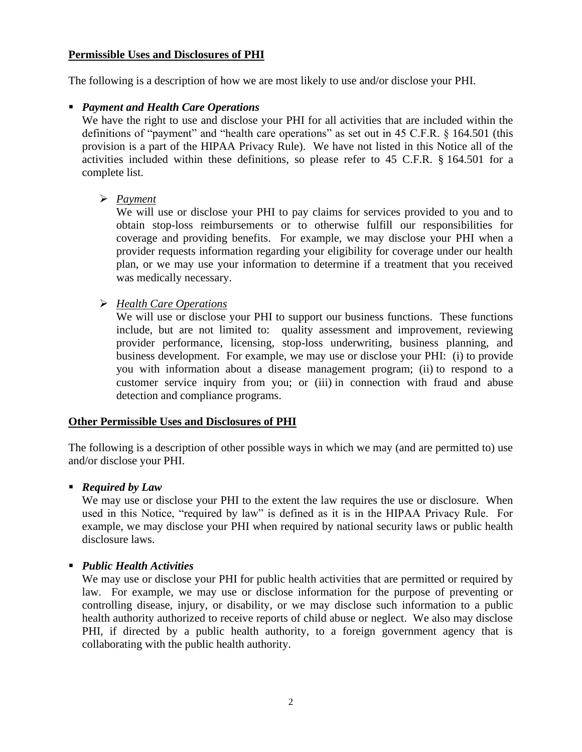## Permissible Uses and Disclosures of PHI

The following is a description of how we are most likely to use and/or disclose your PHI.

- ***Payment and Health Care Operations***
  We have the right to use and disclose your PHI for all activities that are included within the definitions of "payment" and "health care operations" as set out in 45 C.F.R. § 164.501 (this provision is a part of the HIPAA Privacy Rule). We have not listed in this Notice all of the activities included within these definitions, so please refer to 45 C.F.R. § 164.501 for a complete list.

  - *Payment*
    We will use or disclose your PHI to pay claims for services provided to you and to obtain stop-loss reimbursements or to otherwise fulfill our responsibilities for coverage and providing benefits. For example, we may disclose your PHI when a provider requests information regarding your eligibility for coverage under our health plan, or we may use your information to determine if a treatment that you received was medically necessary.

  - *Health Care Operations*
    We will use or disclose your PHI to support our business functions. These functions include, but are not limited to: quality assessment and improvement, reviewing provider performance, licensing, stop-loss underwriting, business planning, and business development. For example, we may use or disclose your PHI: (i) to provide you with information about a disease management program; (ii) to respond to a customer service inquiry from you; or (iii) in connection with fraud and abuse detection and compliance programs.

## Other Permissible Uses and Disclosures of PHI

The following is a description of other possible ways in which we may (and are permitted to) use and/or disclose your PHI.

- ***Required by Law***
  We may use or disclose your PHI to the extent the law requires the use or disclosure. When used in this Notice, "required by law" is defined as it is in the HIPAA Privacy Rule. For example, we may disclose your PHI when required by national security laws or public health disclosure laws.

- ***Public Health Activities***
  We may use or disclose your PHI for public health activities that are permitted or required by law. For example, we may use or disclose information for the purpose of preventing or controlling disease, injury, or disability, or we may disclose such information to a public health authority authorized to receive reports of child abuse or neglect. We also may disclose PHI, if directed by a public health authority, to a foreign government agency that is collaborating with the public health authority.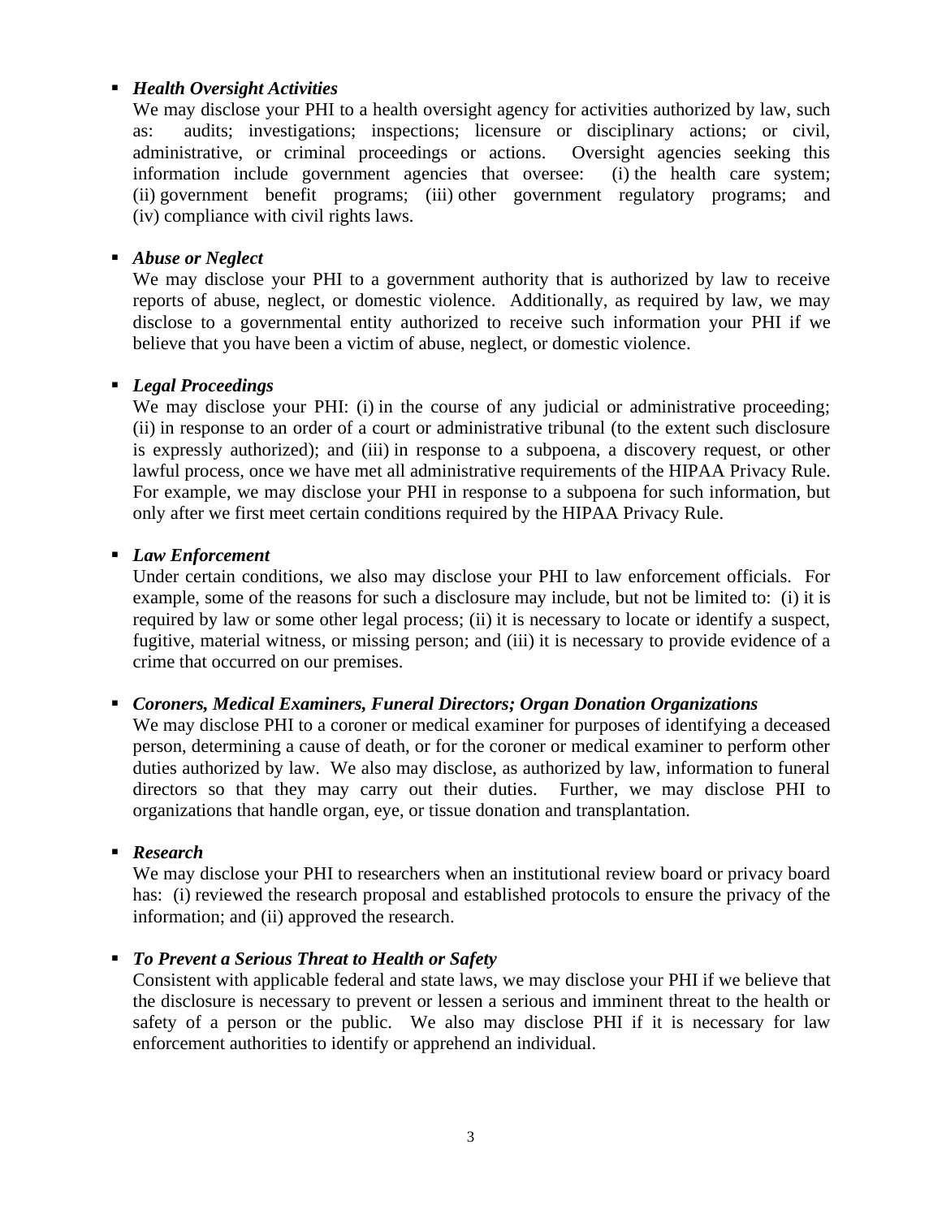- ***Health Oversight Activities***
  We may disclose your PHI to a health oversight agency for activities authorized by law, such as: audits; investigations; inspections; licensure or disciplinary actions; or civil, administrative, or criminal proceedings or actions. Oversight agencies seeking this information include government agencies that oversee: (i) the health care system; (ii) government benefit programs; (iii) other government regulatory programs; and (iv) compliance with civil rights laws.

- ***Abuse or Neglect***
  We may disclose your PHI to a government authority that is authorized by law to receive reports of abuse, neglect, or domestic violence. Additionally, as required by law, we may disclose to a governmental entity authorized to receive such information your PHI if we believe that you have been a victim of abuse, neglect, or domestic violence.

- ***Legal Proceedings***
  We may disclose your PHI: (i) in the course of any judicial or administrative proceeding; (ii) in response to an order of a court or administrative tribunal (to the extent such disclosure is expressly authorized); and (iii) in response to a subpoena, a discovery request, or other lawful process, once we have met all administrative requirements of the HIPAA Privacy Rule. For example, we may disclose your PHI in response to a subpoena for such information, but only after we first meet certain conditions required by the HIPAA Privacy Rule.

- ***Law Enforcement***
  Under certain conditions, we also may disclose your PHI to law enforcement officials. For example, some of the reasons for such a disclosure may include, but not be limited to: (i) it is required by law or some other legal process; (ii) it is necessary to locate or identify a suspect, fugitive, material witness, or missing person; and (iii) it is necessary to provide evidence of a crime that occurred on our premises.

- ***Coroners, Medical Examiners, Funeral Directors; Organ Donation Organizations***
  We may disclose PHI to a coroner or medical examiner for purposes of identifying a deceased person, determining a cause of death, or for the coroner or medical examiner to perform other duties authorized by law. We also may disclose, as authorized by law, information to funeral directors so that they may carry out their duties. Further, we may disclose PHI to organizations that handle organ, eye, or tissue donation and transplantation.

- ***Research***
  We may disclose your PHI to researchers when an institutional review board or privacy board has: (i) reviewed the research proposal and established protocols to ensure the privacy of the information; and (ii) approved the research.

- ***To Prevent a Serious Threat to Health or Safety***
  Consistent with applicable federal and state laws, we may disclose your PHI if we believe that the disclosure is necessary to prevent or lessen a serious and imminent threat to the health or safety of a person or the public. We also may disclose PHI if it is necessary for law enforcement authorities to identify or apprehend an individual.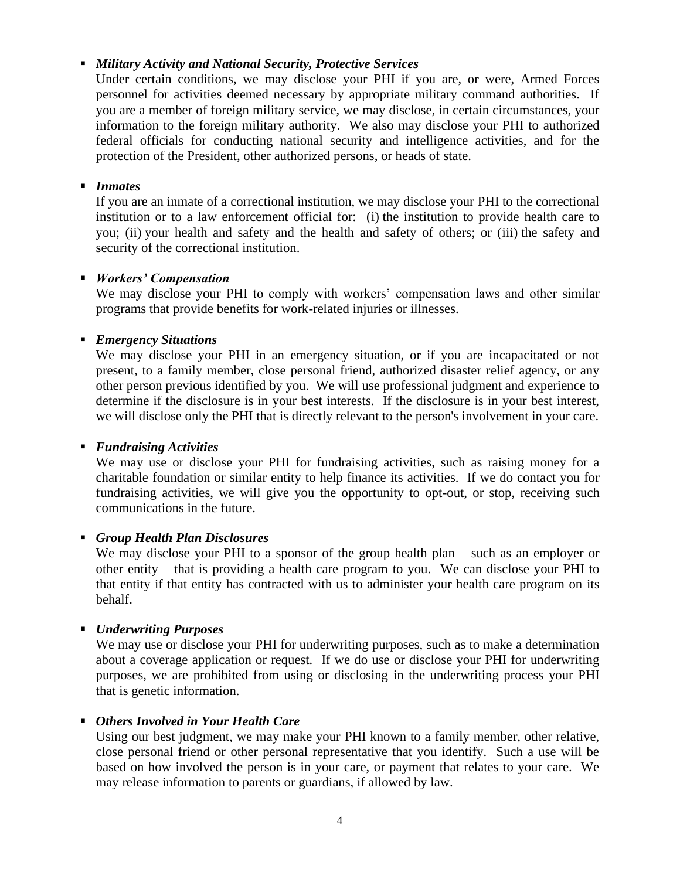- ***Military Activity and National Security, Protective Services***
  Under certain conditions, we may disclose your PHI if you are, or were, Armed Forces personnel for activities deemed necessary by appropriate military command authorities. If you are a member of foreign military service, we may disclose, in certain circumstances, your information to the foreign military authority. We also may disclose your PHI to authorized federal officials for conducting national security and intelligence activities, and for the protection of the President, other authorized persons, or heads of state.

- ***Inmates***
  If you are an inmate of a correctional institution, we may disclose your PHI to the correctional institution or to a law enforcement official for: (i) the institution to provide health care to you; (ii) your health and safety and the health and safety of others; or (iii) the safety and security of the correctional institution.

- ***Workers' Compensation***
  We may disclose your PHI to comply with workers' compensation laws and other similar programs that provide benefits for work-related injuries or illnesses.

- ***Emergency Situations***
  We may disclose your PHI in an emergency situation, or if you are incapacitated or not present, to a family member, close personal friend, authorized disaster relief agency, or any other person previous identified by you. We will use professional judgment and experience to determine if the disclosure is in your best interests. If the disclosure is in your best interest, we will disclose only the PHI that is directly relevant to the person's involvement in your care.

- ***Fundraising Activities***
  We may use or disclose your PHI for fundraising activities, such as raising money for a charitable foundation or similar entity to help finance its activities. If we do contact you for fundraising activities, we will give you the opportunity to opt-out, or stop, receiving such communications in the future.

- ***Group Health Plan Disclosures***
  We may disclose your PHI to a sponsor of the group health plan – such as an employer or other entity – that is providing a health care program to you. We can disclose your PHI to that entity if that entity has contracted with us to administer your health care program on its behalf.

- ***Underwriting Purposes***
  We may use or disclose your PHI for underwriting purposes, such as to make a determination about a coverage application or request. If we do use or disclose your PHI for underwriting purposes, we are prohibited from using or disclosing in the underwriting process your PHI that is genetic information.

- ***Others Involved in Your Health Care***
  Using our best judgment, we may make your PHI known to a family member, other relative, close personal friend or other personal representative that you identify. Such a use will be based on how involved the person is in your care, or payment that relates to your care. We may release information to parents or guardians, if allowed by law.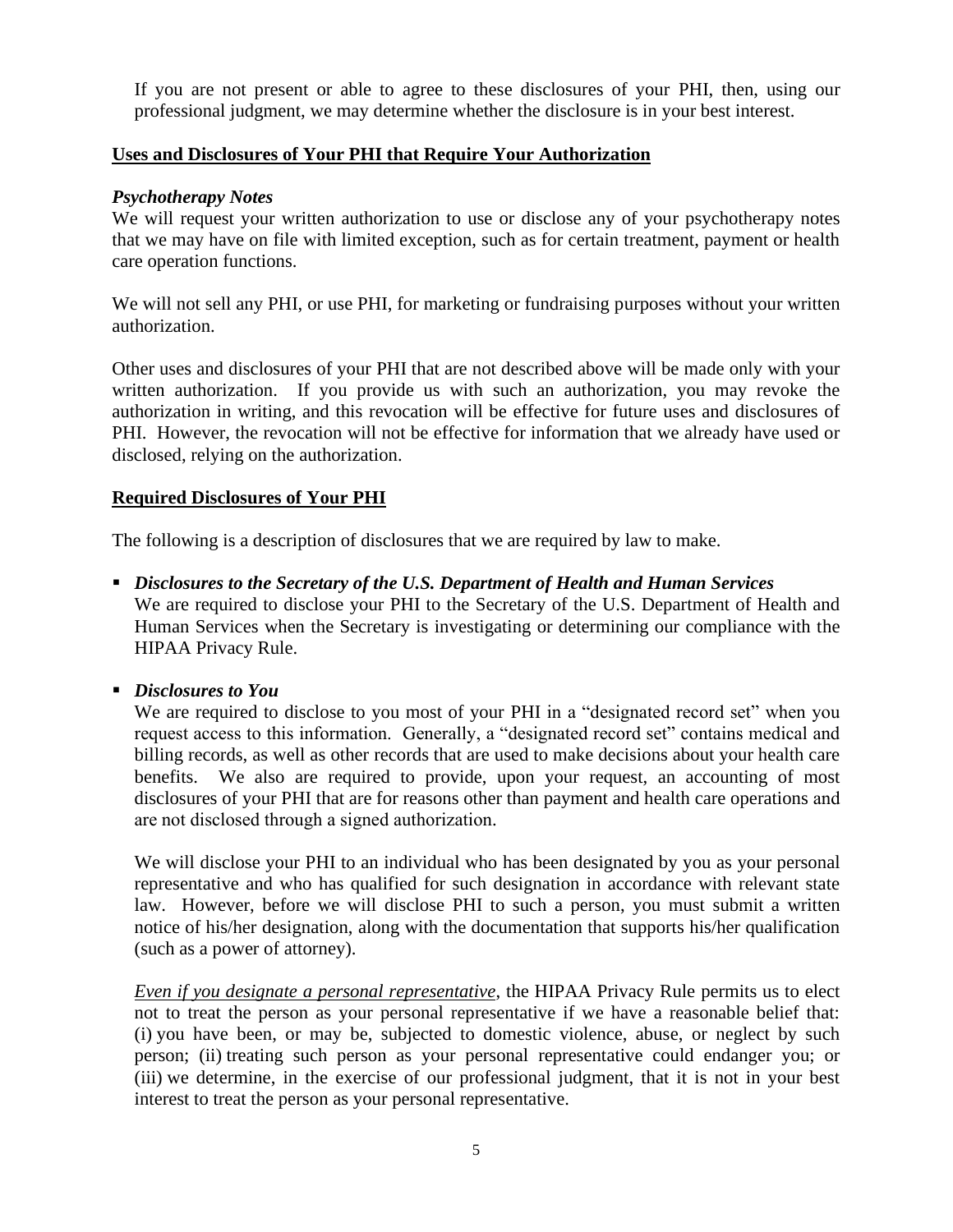If you are not present or able to agree to these disclosures of your PHI, then, using our professional judgment, we may determine whether the disclosure is in your best interest.

## Uses and Disclosures of Your PHI that Require Your Authorization

***Psychotherapy Notes***

We will request your written authorization to use or disclose any of your psychotherapy notes that we may have on file with limited exception, such as for certain treatment, payment or health care operation functions.

We will not sell any PHI, or use PHI, for marketing or fundraising purposes without your written authorization.

Other uses and disclosures of your PHI that are not described above will be made only with your written authorization. If you provide us with such an authorization, you may revoke the authorization in writing, and this revocation will be effective for future uses and disclosures of PHI. However, the revocation will not be effective for information that we already have used or disclosed, relying on the authorization.

## Required Disclosures of Your PHI

The following is a description of disclosures that we are required by law to make.

- ***Disclosures to the Secretary of the U.S. Department of Health and Human Services***
  We are required to disclose your PHI to the Secretary of the U.S. Department of Health and Human Services when the Secretary is investigating or determining our compliance with the HIPAA Privacy Rule.

- ***Disclosures to You***
  We are required to disclose to you most of your PHI in a "designated record set" when you request access to this information. Generally, a "designated record set" contains medical and billing records, as well as other records that are used to make decisions about your health care benefits. We also are required to provide, upon your request, an accounting of most disclosures of your PHI that are for reasons other than payment and health care operations and are not disclosed through a signed authorization.

  We will disclose your PHI to an individual who has been designated by you as your personal representative and who has qualified for such designation in accordance with relevant state law. However, before we will disclose PHI to such a person, you must submit a written notice of his/her designation, along with the documentation that supports his/her qualification (such as a power of attorney).

  *Even if you designate a personal representative*, the HIPAA Privacy Rule permits us to elect not to treat the person as your personal representative if we have a reasonable belief that: (i) you have been, or may be, subjected to domestic violence, abuse, or neglect by such person; (ii) treating such person as your personal representative could endanger you; or (iii) we determine, in the exercise of our professional judgment, that it is not in your best interest to treat the person as your personal representative.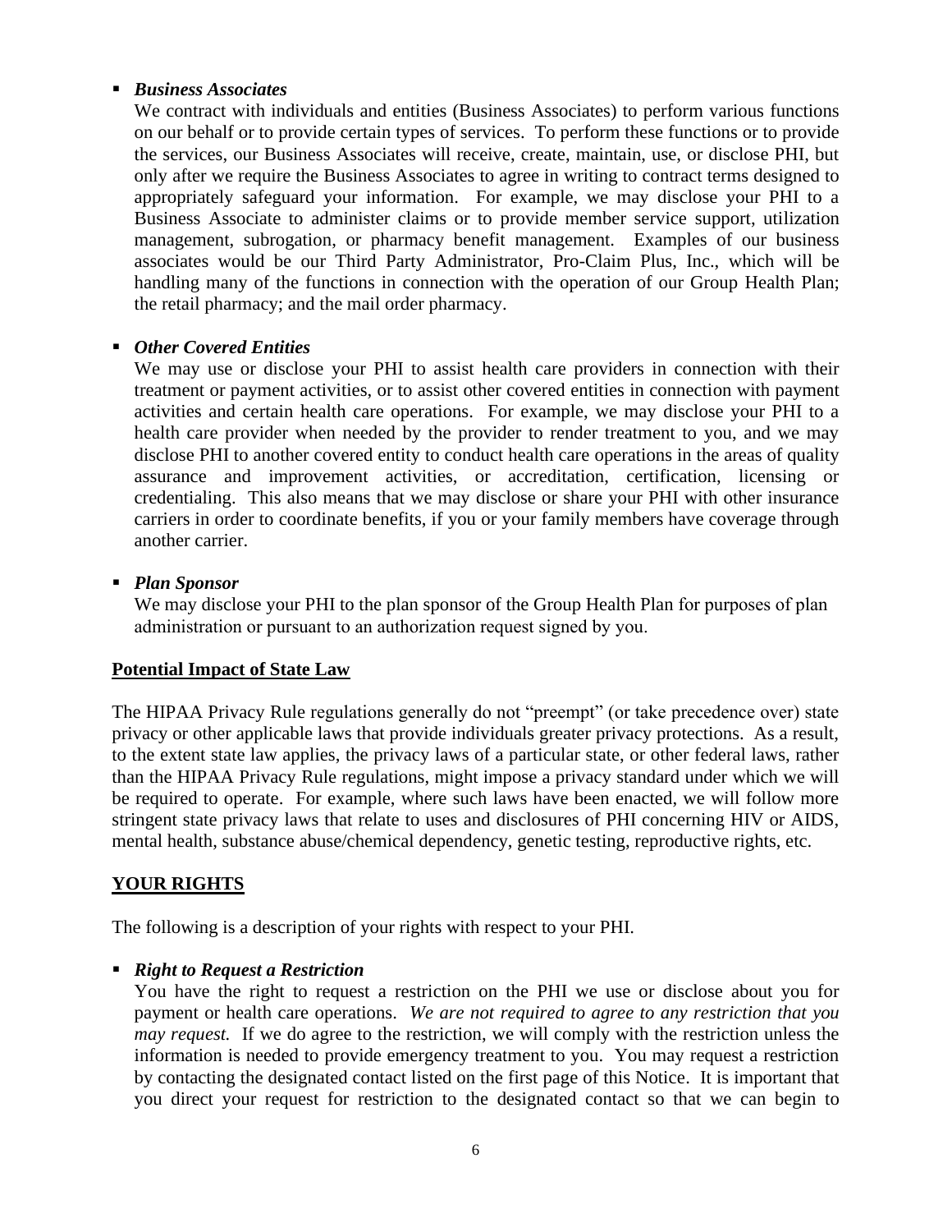- ***Business Associates***

  We contract with individuals and entities (Business Associates) to perform various functions on our behalf or to provide certain types of services. To perform these functions or to provide the services, our Business Associates will receive, create, maintain, use, or disclose PHI, but only after we require the Business Associates to agree in writing to contract terms designed to appropriately safeguard your information. For example, we may disclose your PHI to a Business Associate to administer claims or to provide member service support, utilization management, subrogation, or pharmacy benefit management. Examples of our business associates would be our Third Party Administrator, Pro-Claim Plus, Inc., which will be handling many of the functions in connection with the operation of our Group Health Plan; the retail pharmacy; and the mail order pharmacy.

- ***Other Covered Entities***

  We may use or disclose your PHI to assist health care providers in connection with their treatment or payment activities, or to assist other covered entities in connection with payment activities and certain health care operations. For example, we may disclose your PHI to a health care provider when needed by the provider to render treatment to you, and we may disclose PHI to another covered entity to conduct health care operations in the areas of quality assurance and improvement activities, or accreditation, certification, licensing or credentialing. This also means that we may disclose or share your PHI with other insurance carriers in order to coordinate benefits, if you or your family members have coverage through another carrier.

- ***Plan Sponsor***

  We may disclose your PHI to the plan sponsor of the Group Health Plan for purposes of plan administration or pursuant to an authorization request signed by you.

## Potential Impact of State Law

The HIPAA Privacy Rule regulations generally do not "preempt" (or take precedence over) state privacy or other applicable laws that provide individuals greater privacy protections. As a result, to the extent state law applies, the privacy laws of a particular state, or other federal laws, rather than the HIPAA Privacy Rule regulations, might impose a privacy standard under which we will be required to operate. For example, where such laws have been enacted, we will follow more stringent state privacy laws that relate to uses and disclosures of PHI concerning HIV or AIDS, mental health, substance abuse/chemical dependency, genetic testing, reproductive rights, etc.

## YOUR RIGHTS

The following is a description of your rights with respect to your PHI.

- ***Right to Request a Restriction***

  You have the right to request a restriction on the PHI we use or disclose about you for payment or health care operations. *We are not required to agree to any restriction that you may request.* If we do agree to the restriction, we will comply with the restriction unless the information is needed to provide emergency treatment to you. You may request a restriction by contacting the designated contact listed on the first page of this Notice. It is important that you direct your request for restriction to the designated contact so that we can begin to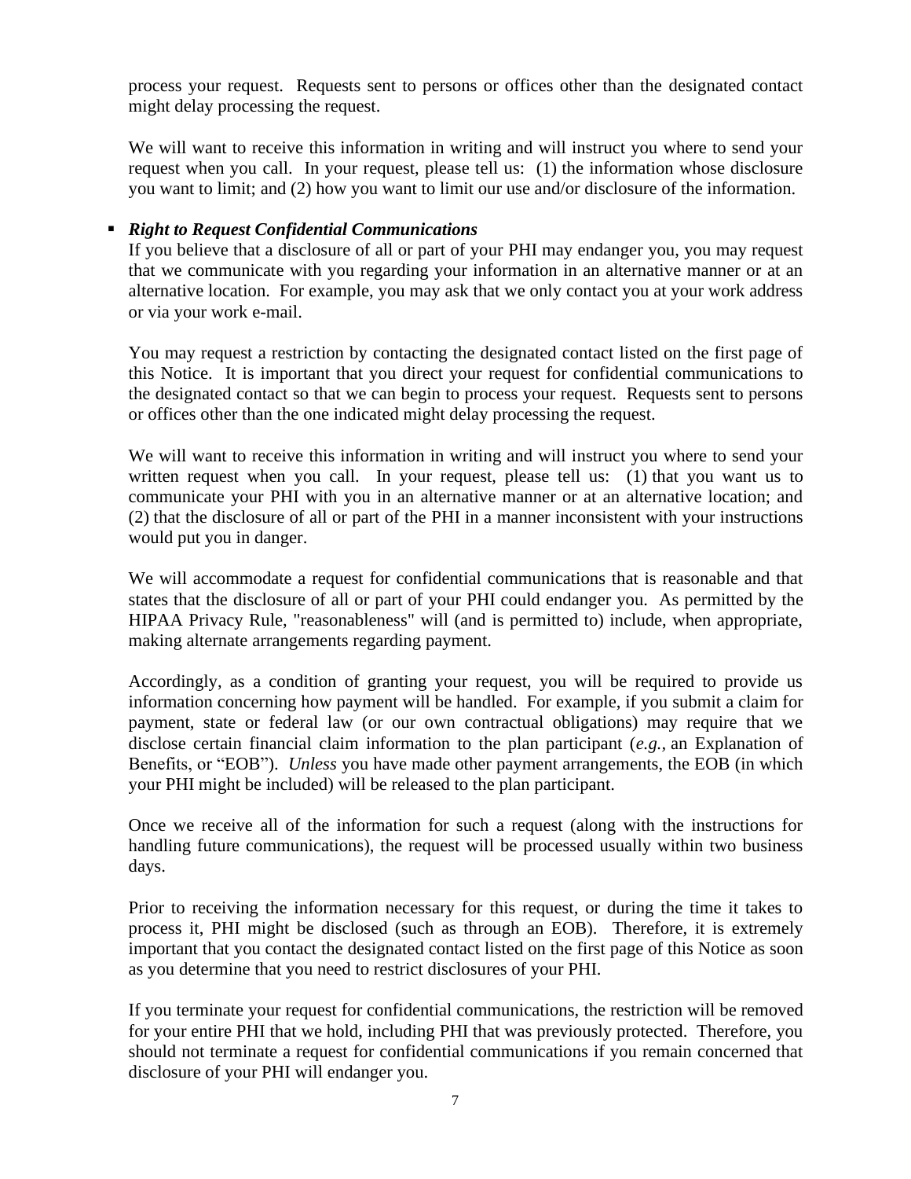process your request. Requests sent to persons or offices other than the designated contact might delay processing the request.

We will want to receive this information in writing and will instruct you where to send your request when you call. In your request, please tell us: (1) the information whose disclosure you want to limit; and (2) how you want to limit our use and/or disclosure of the information.

- ***Right to Request Confidential Communications***

  If you believe that a disclosure of all or part of your PHI may endanger you, you may request that we communicate with you regarding your information in an alternative manner or at an alternative location. For example, you may ask that we only contact you at your work address or via your work e-mail.

  You may request a restriction by contacting the designated contact listed on the first page of this Notice. It is important that you direct your request for confidential communications to the designated contact so that we can begin to process your request. Requests sent to persons or offices other than the one indicated might delay processing the request.

  We will want to receive this information in writing and will instruct you where to send your written request when you call. In your request, please tell us: (1) that you want us to communicate your PHI with you in an alternative manner or at an alternative location; and (2) that the disclosure of all or part of the PHI in a manner inconsistent with your instructions would put you in danger.

  We will accommodate a request for confidential communications that is reasonable and that states that the disclosure of all or part of your PHI could endanger you. As permitted by the HIPAA Privacy Rule, "reasonableness" will (and is permitted to) include, when appropriate, making alternate arrangements regarding payment.

  Accordingly, as a condition of granting your request, you will be required to provide us information concerning how payment will be handled. For example, if you submit a claim for payment, state or federal law (or our own contractual obligations) may require that we disclose certain financial claim information to the plan participant (*e.g.,* an Explanation of Benefits, or "EOB"). *Unless* you have made other payment arrangements, the EOB (in which your PHI might be included) will be released to the plan participant.

  Once we receive all of the information for such a request (along with the instructions for handling future communications), the request will be processed usually within two business days.

  Prior to receiving the information necessary for this request, or during the time it takes to process it, PHI might be disclosed (such as through an EOB). Therefore, it is extremely important that you contact the designated contact listed on the first page of this Notice as soon as you determine that you need to restrict disclosures of your PHI.

  If you terminate your request for confidential communications, the restriction will be removed for your entire PHI that we hold, including PHI that was previously protected. Therefore, you should not terminate a request for confidential communications if you remain concerned that disclosure of your PHI will endanger you.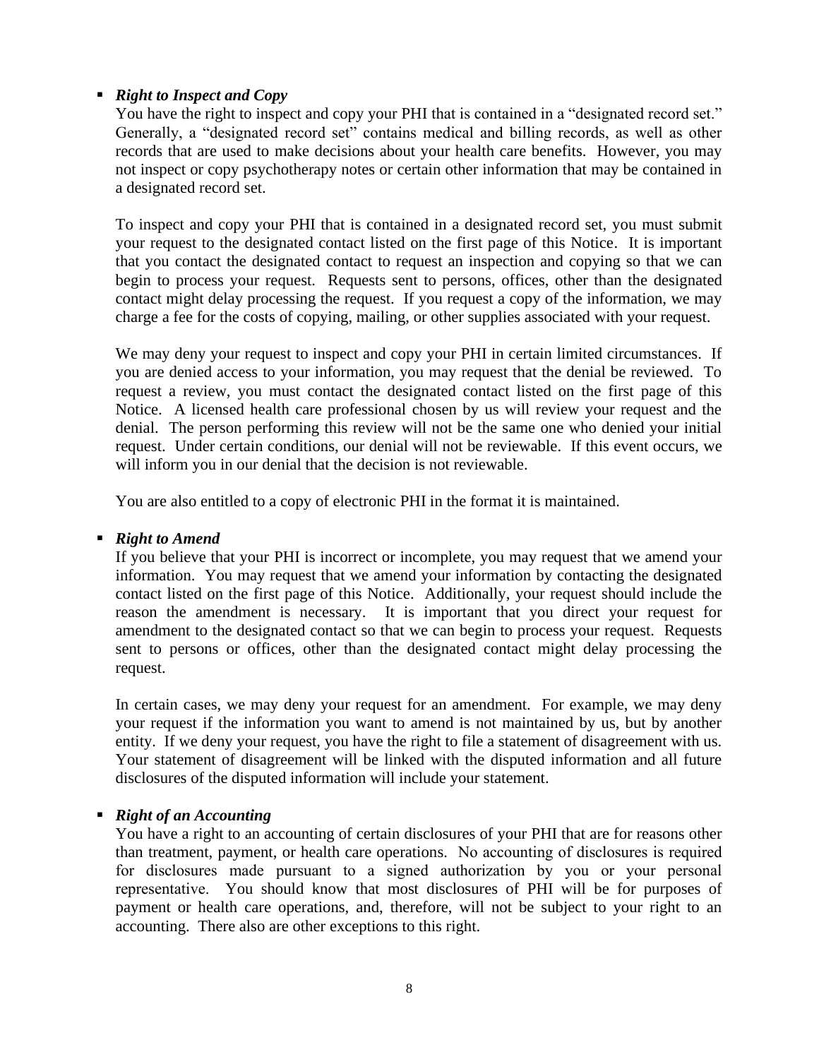- ***Right to Inspect and Copy***

  You have the right to inspect and copy your PHI that is contained in a "designated record set." Generally, a "designated record set" contains medical and billing records, as well as other records that are used to make decisions about your health care benefits. However, you may not inspect or copy psychotherapy notes or certain other information that may be contained in a designated record set.

  To inspect and copy your PHI that is contained in a designated record set, you must submit your request to the designated contact listed on the first page of this Notice. It is important that you contact the designated contact to request an inspection and copying so that we can begin to process your request. Requests sent to persons, offices, other than the designated contact might delay processing the request. If you request a copy of the information, we may charge a fee for the costs of copying, mailing, or other supplies associated with your request.

  We may deny your request to inspect and copy your PHI in certain limited circumstances. If you are denied access to your information, you may request that the denial be reviewed. To request a review, you must contact the designated contact listed on the first page of this Notice. A licensed health care professional chosen by us will review your request and the denial. The person performing this review will not be the same one who denied your initial request. Under certain conditions, our denial will not be reviewable. If this event occurs, we will inform you in our denial that the decision is not reviewable.

  You are also entitled to a copy of electronic PHI in the format it is maintained.

- ***Right to Amend***

  If you believe that your PHI is incorrect or incomplete, you may request that we amend your information. You may request that we amend your information by contacting the designated contact listed on the first page of this Notice. Additionally, your request should include the reason the amendment is necessary. It is important that you direct your request for amendment to the designated contact so that we can begin to process your request. Requests sent to persons or offices, other than the designated contact might delay processing the request.

  In certain cases, we may deny your request for an amendment. For example, we may deny your request if the information you want to amend is not maintained by us, but by another entity. If we deny your request, you have the right to file a statement of disagreement with us. Your statement of disagreement will be linked with the disputed information and all future disclosures of the disputed information will include your statement.

- ***Right of an Accounting***

  You have a right to an accounting of certain disclosures of your PHI that are for reasons other than treatment, payment, or health care operations. No accounting of disclosures is required for disclosures made pursuant to a signed authorization by you or your personal representative. You should know that most disclosures of PHI will be for purposes of payment or health care operations, and, therefore, will not be subject to your right to an accounting. There also are other exceptions to this right.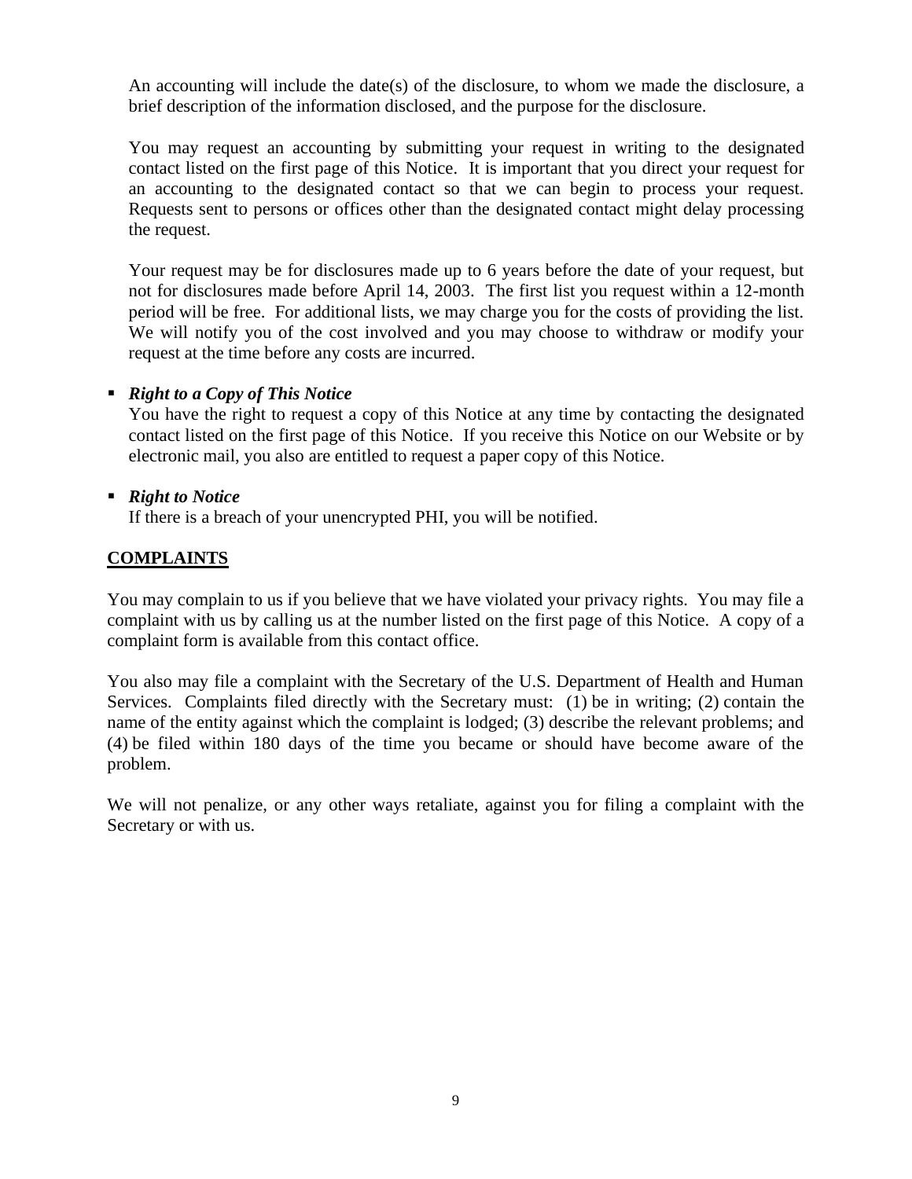An accounting will include the date(s) of the disclosure, to whom we made the disclosure, a brief description of the information disclosed, and the purpose for the disclosure.

You may request an accounting by submitting your request in writing to the designated contact listed on the first page of this Notice. It is important that you direct your request for an accounting to the designated contact so that we can begin to process your request. Requests sent to persons or offices other than the designated contact might delay processing the request.

Your request may be for disclosures made up to 6 years before the date of your request, but not for disclosures made before April 14, 2003. The first list you request within a 12-month period will be free. For additional lists, we may charge you for the costs of providing the list. We will notify you of the cost involved and you may choose to withdraw or modify your request at the time before any costs are incurred.

- ***Right to a Copy of This Notice***
  You have the right to request a copy of this Notice at any time by contacting the designated contact listed on the first page of this Notice. If you receive this Notice on our Website or by electronic mail, you also are entitled to request a paper copy of this Notice.

- ***Right to Notice***
  If there is a breach of your unencrypted PHI, you will be notified.

## COMPLAINTS

You may complain to us if you believe that we have violated your privacy rights. You may file a complaint with us by calling us at the number listed on the first page of this Notice. A copy of a complaint form is available from this contact office.

You also may file a complaint with the Secretary of the U.S. Department of Health and Human Services. Complaints filed directly with the Secretary must: (1) be in writing; (2) contain the name of the entity against which the complaint is lodged; (3) describe the relevant problems; and (4) be filed within 180 days of the time you became or should have become aware of the problem.

We will not penalize, or any other ways retaliate, against you for filing a complaint with the Secretary or with us.